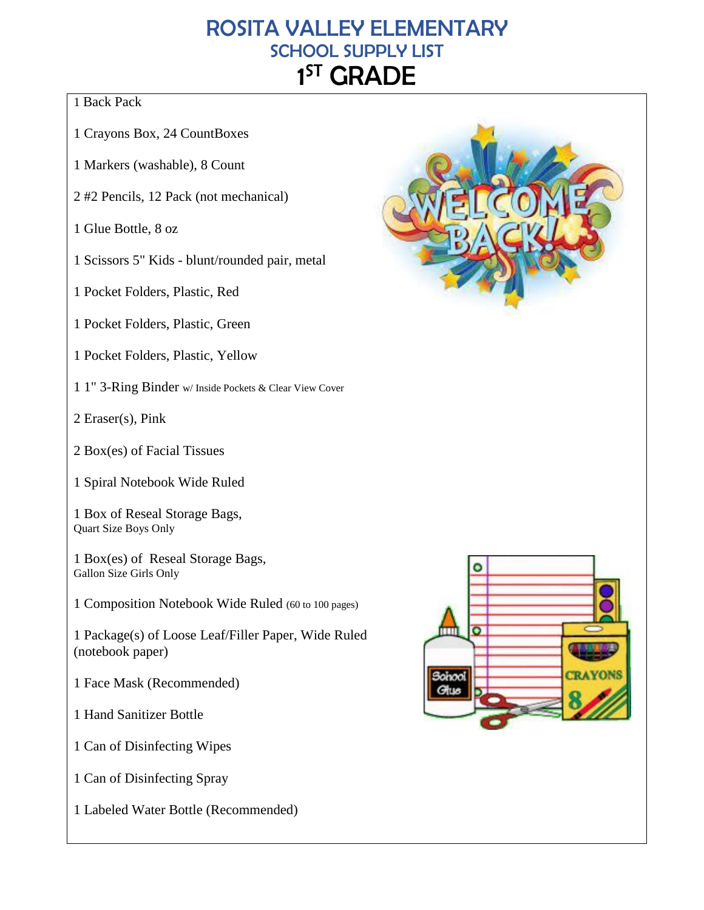# ROSITA VALLEY ELEMENTARY

## SCHOOL SUPPLY LIST

# 1ST GRADE

1 Back Pack

1 Crayons Box, 24 CountBoxes

1 Markers (washable), 8 Count

2 #2 Pencils, 12 Pack (not mechanical)

1 Glue Bottle, 8 oz

1 Scissors 5" Kids - blunt/rounded pair, metal

1 Pocket Folders, Plastic, Red

1 Pocket Folders, Plastic, Green

1 Pocket Folders, Plastic, Yellow

1 1" 3-Ring Binder w/ Inside Pockets & Clear View Cover

2 Eraser(s), Pink

2 Box(es) of Facial Tissues

1 Spiral Notebook Wide Ruled

1 Box of Reseal Storage Bags,
Quart Size Boys Only

1 Box(es) of Reseal Storage Bags,
Gallon Size Girls Only

1 Composition Notebook Wide Ruled (60 to 100 pages)

1 Package(s) of Loose Leaf/Filler Paper, Wide Ruled (notebook paper)

1 Face Mask (Recommended)

1 Hand Sanitizer Bottle

1 Can of Disinfecting Wipes

1 Can of Disinfecting Spray

1 Labeled Water Bottle (Recommended)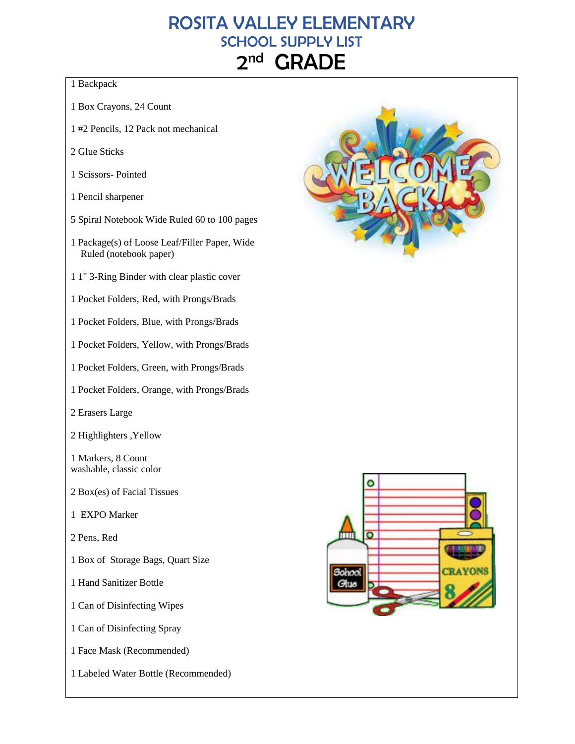# ROSITA VALLEY ELEMENTARY

## SCHOOL SUPPLY LIST

# 2nd GRADE

1 Backpack

1 Box Crayons, 24 Count

1 #2 Pencils, 12 Pack not mechanical

2 Glue Sticks

1 Scissors- Pointed

1 Pencil sharpener

5 Spiral Notebook Wide Ruled 60 to 100 pages

1 Package(s) of Loose Leaf/Filler Paper, Wide Ruled (notebook paper)

1 1" 3-Ring Binder with clear plastic cover

1 Pocket Folders, Red, with Prongs/Brads

1 Pocket Folders, Blue, with Prongs/Brads

1 Pocket Folders, Yellow, with Prongs/Brads

1 Pocket Folders, Green, with Prongs/Brads

1 Pocket Folders, Orange, with Prongs/Brads

2 Erasers Large

2 Highlighters ,Yellow

1 Markers, 8 Count
washable, classic color

2 Box(es) of Facial Tissues

1 EXPO Marker

2 Pens, Red

1 Box of Storage Bags, Quart Size

1 Hand Sanitizer Bottle

1 Can of Disinfecting Wipes

1 Can of Disinfecting Spray

1 Face Mask (Recommended)

1 Labeled Water Bottle (Recommended)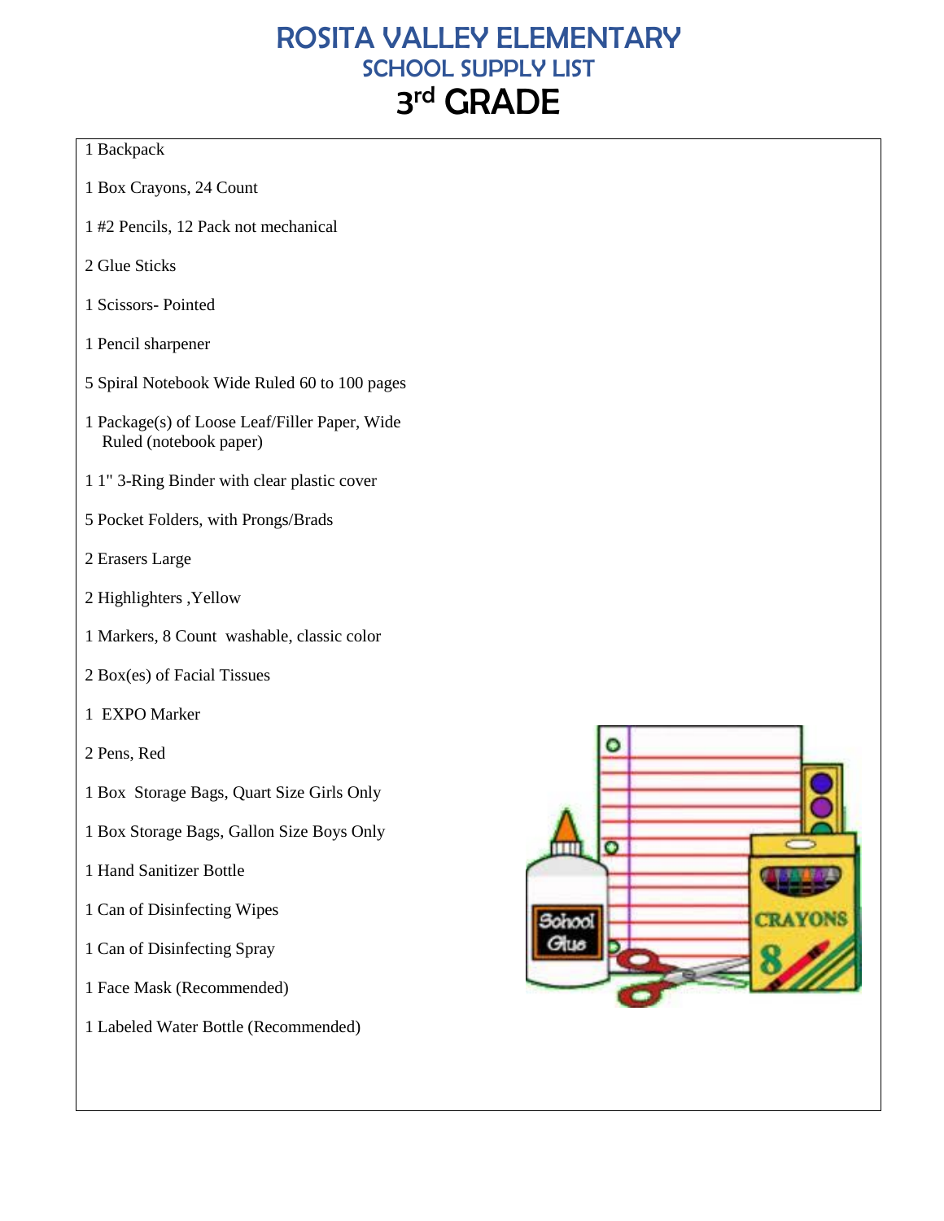# ROSITA VALLEY ELEMENTARY

## SCHOOL SUPPLY LIST

## 3rd GRADE

1 Backpack

1 Box Crayons, 24 Count

1 #2 Pencils, 12 Pack not mechanical

2 Glue Sticks

1 Scissors- Pointed

1 Pencil sharpener

5 Spiral Notebook Wide Ruled 60 to 100 pages

1 Package(s) of Loose Leaf/Filler Paper, Wide Ruled (notebook paper)

1 1" 3-Ring Binder with clear plastic cover

5 Pocket Folders, with Prongs/Brads

2 Erasers Large

2 Highlighters ,Yellow

1 Markers, 8 Count washable, classic color

2 Box(es) of Facial Tissues

1 EXPO Marker

2 Pens, Red

1 Box Storage Bags, Quart Size Girls Only

1 Box Storage Bags, Gallon Size Boys Only

1 Hand Sanitizer Bottle

1 Can of Disinfecting Wipes

1 Can of Disinfecting Spray

1 Face Mask (Recommended)

1 Labeled Water Bottle (Recommended)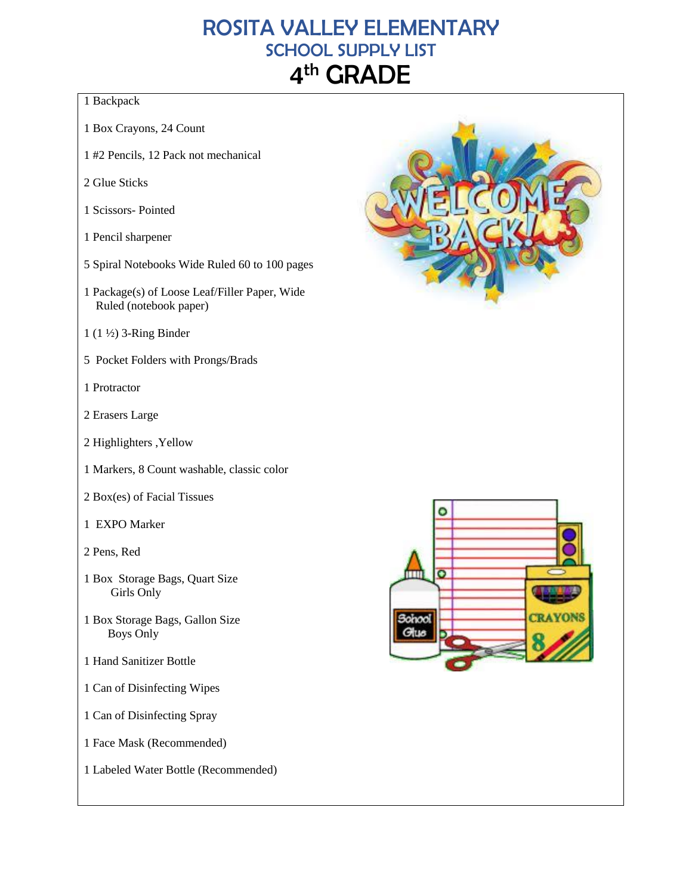# ROSITA VALLEY ELEMENTARY
## SCHOOL SUPPLY LIST
# 4th GRADE

1 Backpack

1 Box Crayons, 24 Count

1 #2 Pencils, 12 Pack not mechanical

2 Glue Sticks

1 Scissors- Pointed

1 Pencil sharpener

5 Spiral Notebooks Wide Ruled 60 to 100 pages

1 Package(s) of Loose Leaf/Filler Paper, Wide Ruled (notebook paper)

1 (1 ½) 3-Ring Binder

5 Pocket Folders with Prongs/Brads

1 Protractor

2 Erasers Large

2 Highlighters ,Yellow

1 Markers, 8 Count washable, classic color

2 Box(es) of Facial Tissues

1 EXPO Marker

2 Pens, Red

1 Box Storage Bags, Quart Size
Girls Only

1 Box Storage Bags, Gallon Size
Boys Only

1 Hand Sanitizer Bottle

1 Can of Disinfecting Wipes

1 Can of Disinfecting Spray

1 Face Mask (Recommended)

1 Labeled Water Bottle (Recommended)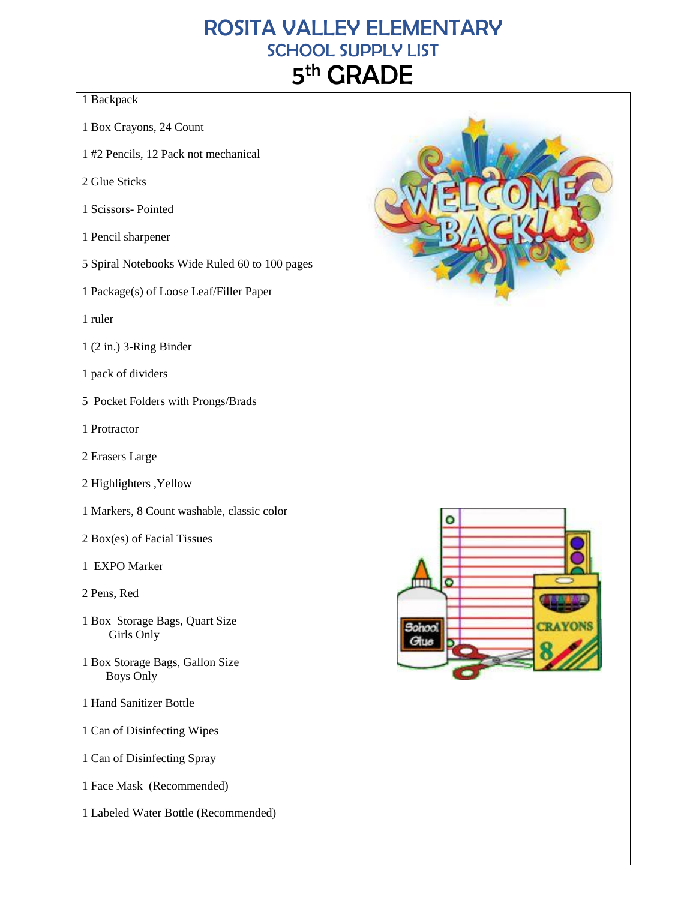# ROSITA VALLEY ELEMENTARY

## SCHOOL SUPPLY LIST

# 5th GRADE

1 Backpack

1 Box Crayons, 24 Count

1 #2 Pencils, 12 Pack not mechanical

2 Glue Sticks

1 Scissors- Pointed

1 Pencil sharpener

5 Spiral Notebooks Wide Ruled 60 to 100 pages

1 Package(s) of Loose Leaf/Filler Paper

1 ruler

1 (2 in.) 3-Ring Binder

1 pack of dividers

5 Pocket Folders with Prongs/Brads

1 Protractor

2 Erasers Large

2 Highlighters ,Yellow

1 Markers, 8 Count washable, classic color

2 Box(es) of Facial Tissues

1 EXPO Marker

2 Pens, Red

1 Box Storage Bags, Quart Size
Girls Only

1 Box Storage Bags, Gallon Size
Boys Only

1 Hand Sanitizer Bottle

1 Can of Disinfecting Wipes

1 Can of Disinfecting Spray

1 Face Mask (Recommended)

1 Labeled Water Bottle (Recommended)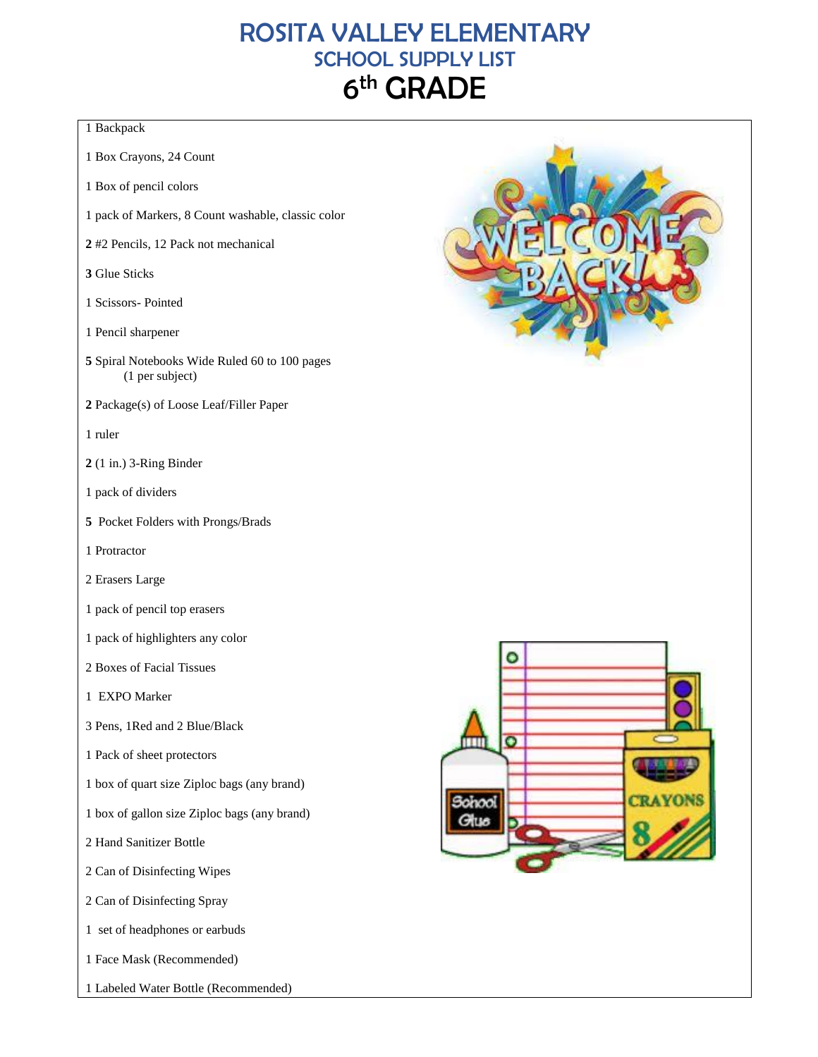# ROSITA VALLEY ELEMENTARY

## SCHOOL SUPPLY LIST

# 6th GRADE

1 Backpack

1 Box Crayons, 24 Count

1 Box of pencil colors

1 pack of Markers, 8 Count washable, classic color

**2** #2 Pencils, 12 Pack not mechanical

**3** Glue Sticks

1 Scissors- Pointed

1 Pencil sharpener

**5** Spiral Notebooks Wide Ruled 60 to 100 pages
(1 per subject)

**2** Package(s) of Loose Leaf/Filler Paper

1 ruler

**2** (1 in.) 3-Ring Binder

1 pack of dividers

**5** Pocket Folders with Prongs/Brads

1 Protractor

2 Erasers Large

1 pack of pencil top erasers

1 pack of highlighters any color

2 Boxes of Facial Tissues

1 EXPO Marker

3 Pens, 1Red and 2 Blue/Black

1 Pack of sheet protectors

1 box of quart size Ziploc bags (any brand)

1 box of gallon size Ziploc bags (any brand)

2 Hand Sanitizer Bottle

2 Can of Disinfecting Wipes

2 Can of Disinfecting Spray

1 set of headphones or earbuds

1 Face Mask (Recommended)

1 Labeled Water Bottle (Recommended)